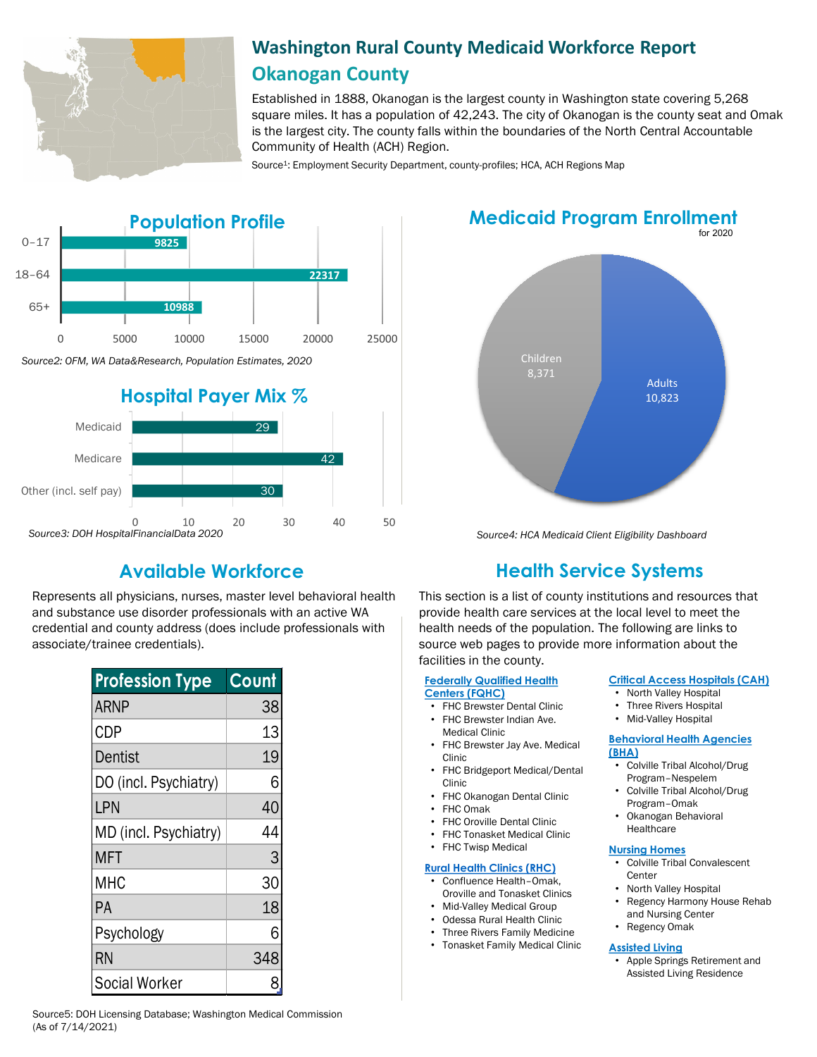# Washington Rural County Medicaid Workforce Report

## Okanogan County

Established in 1888, Okanogan is the largest county in Washington state covering 5,268 square miles. It has a population of 42,243. The city of Okanogan is the county seat and Omak is the largest city. The county falls within the boundaries of the North Central Accountable Community of Health (ACH) Region.

Source[1]: Employment Security Department, county-profiles; HCA, ACH Regions Map

## Population Profile

| Age | Population |
| --- | --- |
| 0–17 | 9825 |
| 18–64 | 22317 |
| 65+ | 10988 |

*Source2: OFM, WA Data&Research, Population Estimates, 2020*

## Hospital Payer Mix %

| Payer | % |
| --- | --- |
| Medicaid | 29 |
| Medicare | 42 |
| Other (incl. self pay) | 30 |

*Source3: DOH HospitalFinancialData 2020*

## Medicaid Program Enrollment

for 2020

| Group | Enrollment |
| --- | --- |
| Children | 8,371 |
| Adults | 10,823 |

*Source4: HCA Medicaid Client Eligibility Dashboard*

## Available Workforce

Represents all physicians, nurses, master level behavioral health and substance use disorder professionals with an active WA credential and county address (does include professionals with associate/trainee credentials).

| Profession Type | Count |
| --- | --- |
| ARNP | 38 |
| CDP | 13 |
| Dentist | 19 |
| DO (incl. Psychiatry) | 6 |
| LPN | 40 |
| MD (incl. Psychiatry) | 44 |
| MFT | 3 |
| MHC | 30 |
| PA | 18 |
| Psychology | 6 |
| RN | 348 |
| Social Worker | 8 |

Source5: DOH Licensing Database; Washington Medical Commission (As of 7/14/2021)

## Health Service Systems

This section is a list of county institutions and resources that provide health care services at the local level to meet the health needs of the population. The following are links to source web pages to provide more information about the facilities in the county.

**Federally Qualified Health Centers (FQHC)**

- FHC Brewster Dental Clinic
- FHC Brewster Indian Ave. Medical Clinic
- FHC Brewster Jay Ave. Medical Clinic
- FHC Bridgeport Medical/Dental Clinic
- FHC Okanogan Dental Clinic
- FHC Omak
- FHC Oroville Dental Clinic
- FHC Tonasket Medical Clinic
- FHC Twisp Medical

**Rural Health Clinics (RHC)**

- Confluence Health–Omak, Oroville and Tonasket Clinics
- Mid-Valley Medical Group
- Odessa Rural Health Clinic
- Three Rivers Family Medicine
- Tonasket Family Medical Clinic

**Critical Access Hospitals (CAH)**

- North Valley Hospital
- Three Rivers Hospital
- Mid-Valley Hospital

**Behavioral Health Agencies (BHA)**

- Colville Tribal Alcohol/Drug Program–Nespelem
- Colville Tribal Alcohol/Drug Program–Omak
- Okanogan Behavioral Healthcare

**Nursing Homes**

- Colville Tribal Convalescent Center
- North Valley Hospital
- Regency Harmony House Rehab and Nursing Center
- Regency Omak

**Assisted Living**

- Apple Springs Retirement and Assisted Living Residence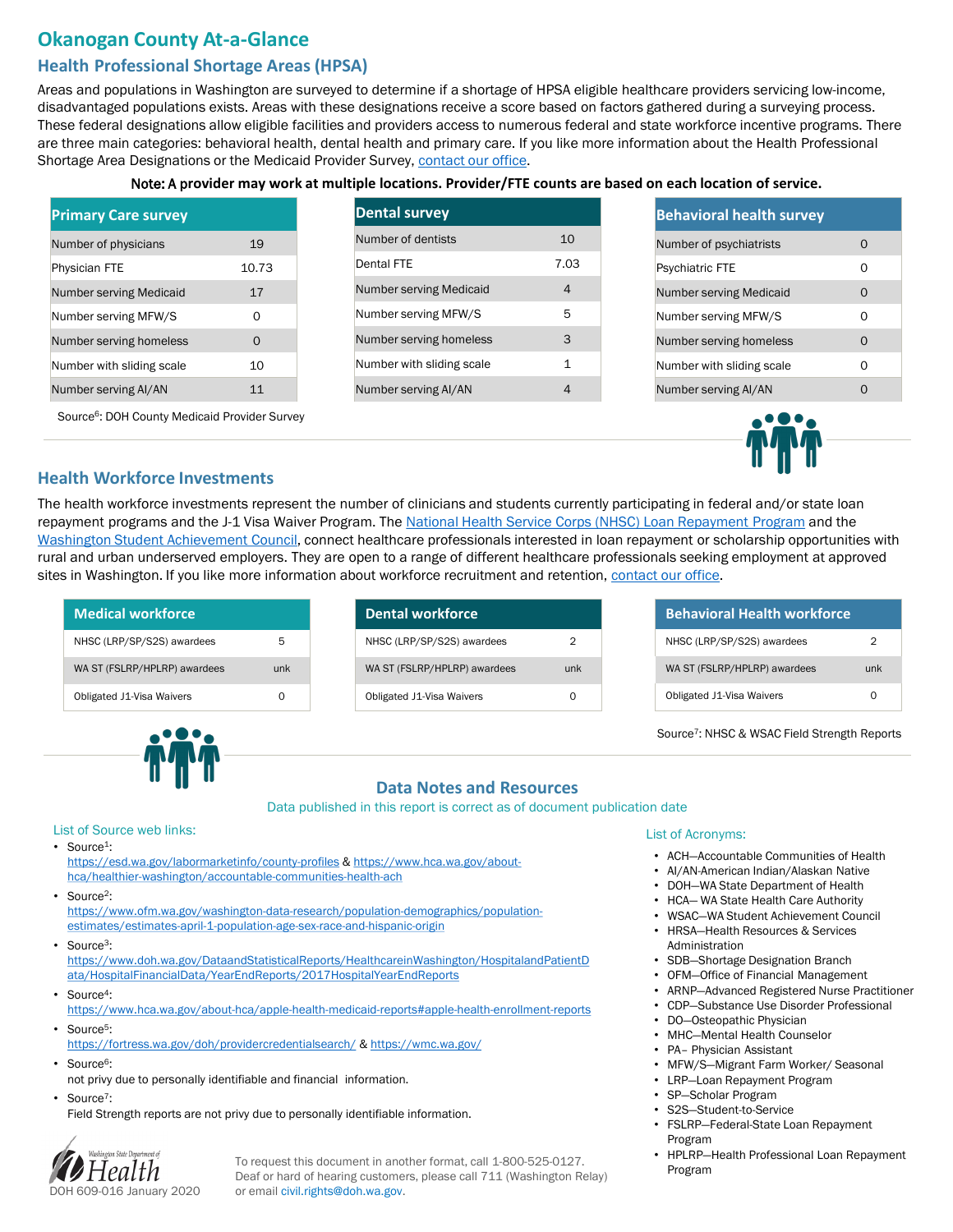# Okanogan County At-a-Glance

## Health Professional Shortage Areas (HPSA)

Areas and populations in Washington are surveyed to determine if a shortage of HPSA eligible healthcare providers servicing low-income, disadvantaged populations exists. Areas with these designations receive a score based on factors gathered during a surveying process. These federal designations allow eligible facilities and providers access to numerous federal and state workforce incentive programs. There are three main categories: behavioral health, dental health and primary care. If you like more information about the Health Professional Shortage Area Designations or the Medicaid Provider Survey, contact our office.

**Note: A provider may work at multiple locations. Provider/FTE counts are based on each location of service.**

| Primary Care survey | |
|---|---|
| Number of physicians | 19 |
| Physician FTE | 10.73 |
| Number serving Medicaid | 17 |
| Number serving MFW/S | 0 |
| Number serving homeless | 0 |
| Number with sliding scale | 10 |
| Number serving AI/AN | 11 |

| Dental survey | |
|---|---|
| Number of dentists | 10 |
| Dental FTE | 7.03 |
| Number serving Medicaid | 4 |
| Number serving MFW/S | 5 |
| Number serving homeless | 3 |
| Number with sliding scale | 1 |
| Number serving AI/AN | 4 |

| Behavioral health survey | |
|---|---|
| Number of psychiatrists | 0 |
| Psychiatric FTE | 0 |
| Number serving Medicaid | 0 |
| Number serving MFW/S | 0 |
| Number serving homeless | 0 |
| Number with sliding scale | 0 |
| Number serving AI/AN | 0 |

Source[6]: DOH County Medicaid Provider Survey

## Health Workforce Investments

The health workforce investments represent the number of clinicians and students currently participating in federal and/or state loan repayment programs and the J-1 Visa Waiver Program. The National Health Service Corps (NHSC) Loan Repayment Program and the Washington Student Achievement Council, connect healthcare professionals interested in loan repayment or scholarship opportunities with rural and urban underserved employers. They are open to a range of different healthcare professionals seeking employment at approved sites in Washington. If you like more information about workforce recruitment and retention, contact our office.

| Medical workforce | |
|---|---|
| NHSC (LRP/SP/S2S) awardees | 5 |
| WA ST (FSLRP/HPLRP) awardees | unk |
| Obligated J1-Visa Waivers | 0 |

| Dental workforce | |
|---|---|
| NHSC (LRP/SP/S2S) awardees | 2 |
| WA ST (FSLRP/HPLRP) awardees | unk |
| Obligated J1-Visa Waivers | 0 |

| Behavioral Health workforce | |
|---|---|
| NHSC (LRP/SP/S2S) awardees | 2 |
| WA ST (FSLRP/HPLRP) awardees | unk |
| Obligated J1-Visa Waivers | 0 |

Source[7]: NHSC & WSAC Field Strength Reports

## Data Notes and Resources

Data published in this report is correct as of document publication date

### List of Source web links:

- Source[1]: https://esd.wa.gov/labormarketinfo/county-profiles & https://www.hca.wa.gov/about-hca/healthier-washington/accountable-communities-health-ach
- Source[2]: https://www.ofm.wa.gov/washington-data-research/population-demographics/population-estimates/estimates-april-1-population-age-sex-race-and-hispanic-origin
- Source[3]: https://www.doh.wa.gov/DataandStatisticalReports/HealthcareinWashington/HospitalandPatientData/HospitalFinancialData/YearEndReports/2017HospitalYearEndReports
- Source[4]: https://www.hca.wa.gov/about-hca/apple-health-medicaid-reports#apple-health-enrollment-reports
- Source[5]: https://fortress.wa.gov/doh/providercredentialsearch/ & https://wmc.wa.gov/
- Source[6]: not privy due to personally identifiable and financial information.
- Source[7]: Field Strength reports are not privy due to personally identifiable information.

### List of Acronyms:

- ACH—Accountable Communities of Health
- AI/AN-American Indian/Alaskan Native
- DOH—WA State Department of Health
- HCA— WA State Health Care Authority
- WSAC—WA Student Achievement Council
- HRSA—Health Resources & Services Administration
- SDB—Shortage Designation Branch
- OFM—Office of Financial Management
- ARNP—Advanced Registered Nurse Practitioner
- CDP—Substance Use Disorder Professional
- DO—Osteopathic Physician
- MHC—Mental Health Counselor
- PA– Physician Assistant
- MFW/S—Migrant Farm Worker/ Seasonal
- LRP—Loan Repayment Program
- SP—Scholar Program
- S2S—Student-to-Service
- FSLRP—Federal-State Loan Repayment Program
- HPLRP—Health Professional Loan Repayment Program

Washington State Department of Health

DOH 609-016 January 2020

To request this document in another format, call 1-800-525-0127. Deaf or hard of hearing customers, please call 711 (Washington Relay) or email civil.rights@doh.wa.gov.